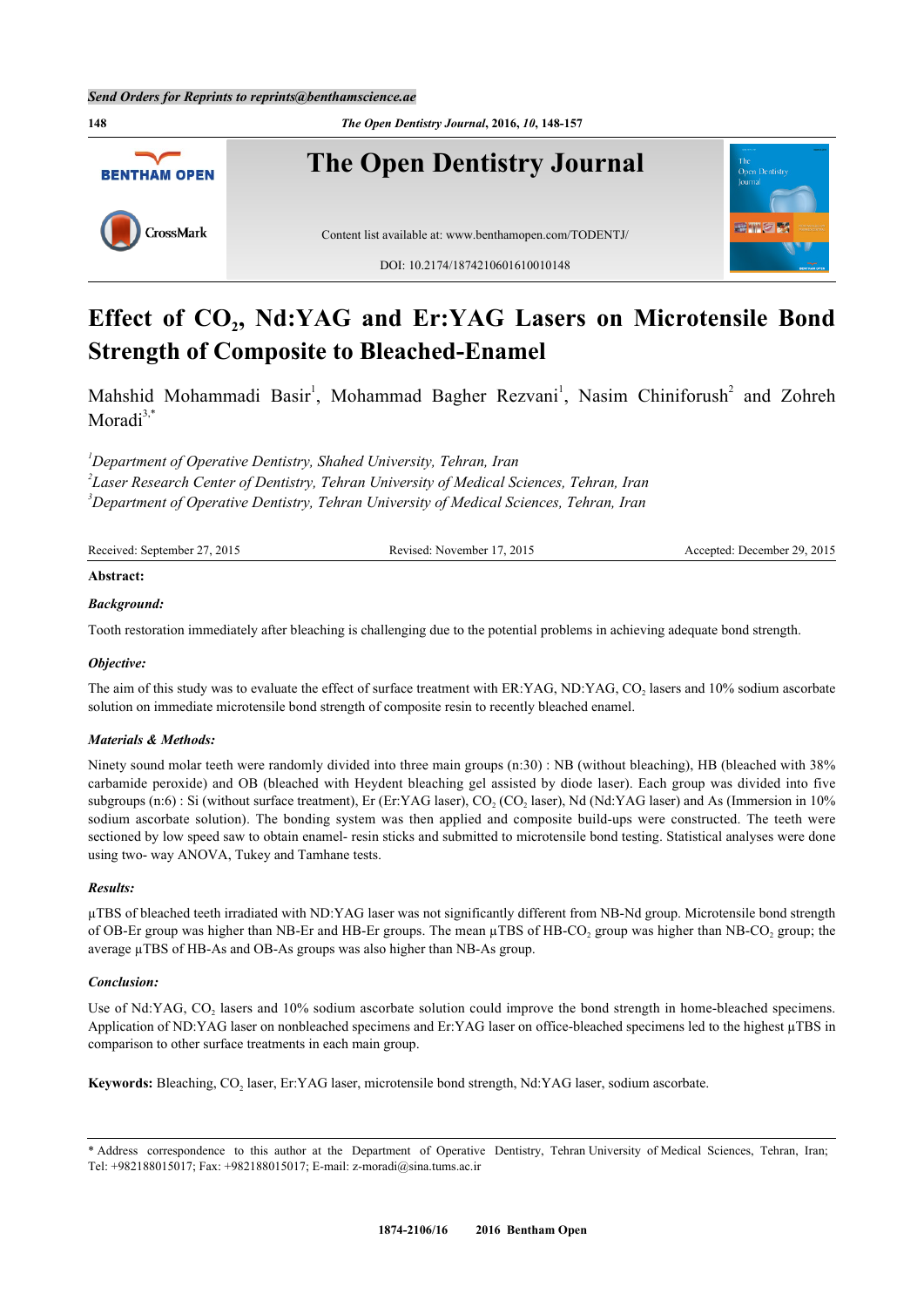# Effect of $CO_2$, Nd:YAG and Er:YAG Lasers on Microtensile Bond Strength of Composite to Bleached-Enamel

Mahshid Mohammadi Basir[1], Mohammad Bagher Rezvani[1], Nasim Chiniforush[2] and Zohreh Moradi[3,*]

[1] *Department of Operative Dentistry, Shahed University, Tehran, Iran*
[2] *Laser Research Center of Dentistry, Tehran University of Medical Sciences, Tehran, Iran*
[3] *Department of Operative Dentistry, Tehran University of Medical Sciences, Tehran, Iran*

Received: September 27, 2015 Revised: November 17, 2015 Accepted: December 29, 2015

**Abstract:**

***Background:***

Tooth restoration immediately after bleaching is challenging due to the potential problems in achieving adequate bond strength.

***Objective:***

The aim of this study was to evaluate the effect of surface treatment with ER:YAG, ND:YAG, $CO_2$ lasers and 10% sodium ascorbate solution on immediate microtensile bond strength of composite resin to recently bleached enamel.

***Materials & Methods:***

Ninety sound molar teeth were randomly divided into three main groups (n:30) : NB (without bleaching), HB (bleached with 38% carbamide peroxide) and OB (bleached with Heydent bleaching gel assisted by diode laser). Each group was divided into five subgroups (n:6) : Si (without surface treatment), Er (Er:YAG laser), $CO_2$ ($CO_2$ laser), Nd (Nd:YAG laser) and As (Immersion in 10% sodium ascorbate solution). The bonding system was then applied and composite build-ups were constructed. The teeth were sectioned by low speed saw to obtain enamel- resin sticks and submitted to microtensile bond testing. Statistical analyses were done using two- way ANOVA, Tukey and Tamhane tests.

***Results:***

µTBS of bleached teeth irradiated with ND:YAG laser was not significantly different from NB-Nd group. Microtensile bond strength of OB-Er group was higher than NB-Er and HB-Er groups. The mean µTBS of HB-$CO_2$ group was higher than NB-$CO_2$ group; the average µTBS of HB-As and OB-As groups was also higher than NB-As group.

***Conclusion:***

Use of Nd:YAG, $CO_2$ lasers and 10% sodium ascorbate solution could improve the bond strength in home-bleached specimens. Application of ND:YAG laser on nonbleached specimens and Er:YAG laser on office-bleached specimens led to the highest µTBS in comparison to other surface treatments in each main group.

**Keywords:** Bleaching, $CO_2$ laser, Er:YAG laser, microtensile bond strength, Nd:YAG laser, sodium ascorbate.

\* Address correspondence to this author at the Department of Operative Dentistry, Tehran University of Medical Sciences, Tehran, Iran; Tel: +982188015017; Fax: +982188015017; E-mail: z-moradi@sina.tums.ac.ir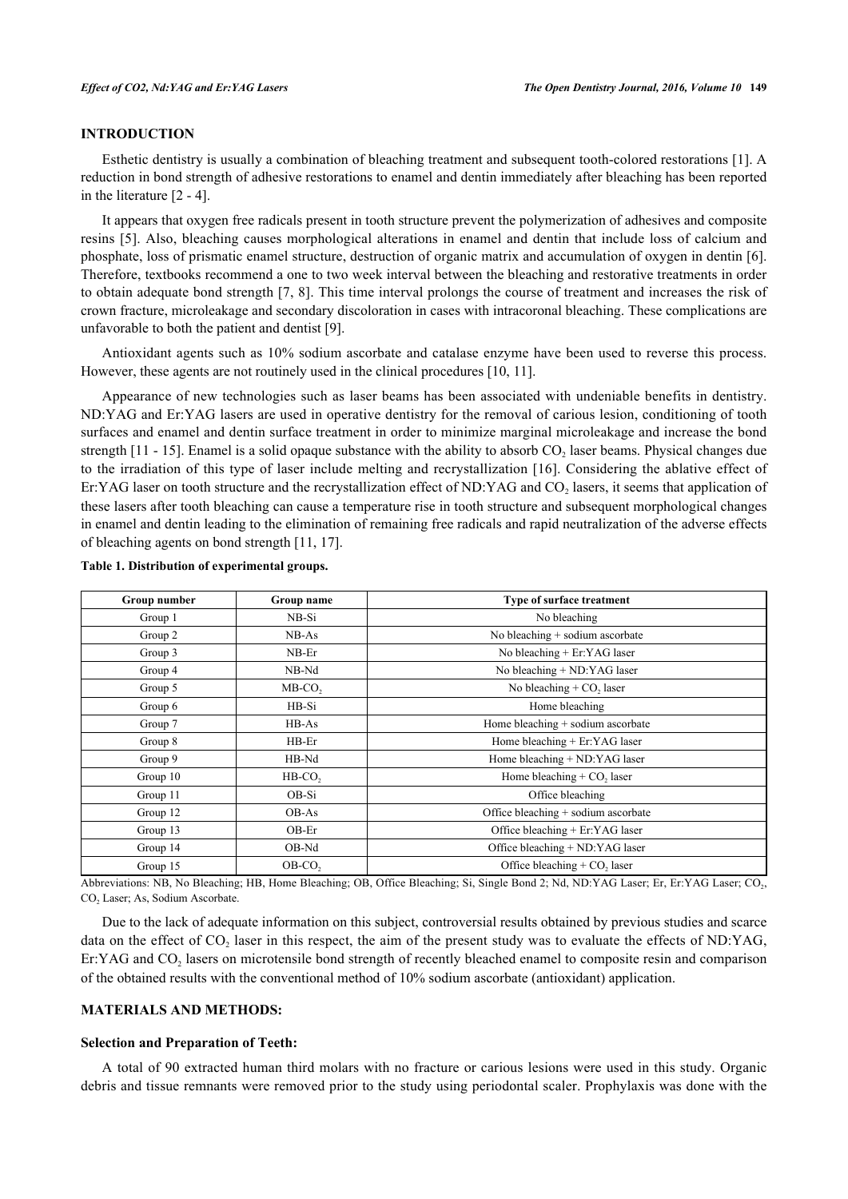## INTRODUCTION

Esthetic dentistry is usually a combination of bleaching treatment and subsequent tooth-colored restorations [1]. A reduction in bond strength of adhesive restorations to enamel and dentin immediately after bleaching has been reported in the literature [2 - 4].

It appears that oxygen free radicals present in tooth structure prevent the polymerization of adhesives and composite resins [5]. Also, bleaching causes morphological alterations in enamel and dentin that include loss of calcium and phosphate, loss of prismatic enamel structure, destruction of organic matrix and accumulation of oxygen in dentin [6]. Therefore, textbooks recommend a one to two week interval between the bleaching and restorative treatments in order to obtain adequate bond strength [7, 8]. This time interval prolongs the course of treatment and increases the risk of crown fracture, microleakage and secondary discoloration in cases with intracoronal bleaching. These complications are unfavorable to both the patient and dentist [9].

Antioxidant agents such as 10% sodium ascorbate and catalase enzyme have been used to reverse this process. However, these agents are not routinely used in the clinical procedures [10, 11].

Appearance of new technologies such as laser beams has been associated with undeniable benefits in dentistry. ND:YAG and Er:YAG lasers are used in operative dentistry for the removal of carious lesion, conditioning of tooth surfaces and enamel and dentin surface treatment in order to minimize marginal microleakage and increase the bond strength [11 - 15]. Enamel is a solid opaque substance with the ability to absorb $CO_2$ laser beams. Physical changes due to the irradiation of this type of laser include melting and recrystallization [16]. Considering the ablative effect of Er:YAG laser on tooth structure and the recrystallization effect of ND:YAG and $CO_2$ lasers, it seems that application of these lasers after tooth bleaching can cause a temperature rise in tooth structure and subsequent morphological changes in enamel and dentin leading to the elimination of remaining free radicals and rapid neutralization of the adverse effects of bleaching agents on bond strength [11, 17].

**Table 1. Distribution of experimental groups.**

| Group number | Group name | Type of surface treatment |
|---|---|---|
| Group 1 | NB-Si | No bleaching |
| Group 2 | NB-As | No bleaching + sodium ascorbate |
| Group 3 | NB-Er | No bleaching + Er:YAG laser |
| Group 4 | NB-Nd | No bleaching + ND:YAG laser |
| Group 5 | MB-$CO_2$ | No bleaching + $CO_2$ laser |
| Group 6 | HB-Si | Home bleaching |
| Group 7 | HB-As | Home bleaching + sodium ascorbate |
| Group 8 | HB-Er | Home bleaching + Er:YAG laser |
| Group 9 | HB-Nd | Home bleaching + ND:YAG laser |
| Group 10 | HB-$CO_2$ | Home bleaching + $CO_2$ laser |
| Group 11 | OB-Si | Office bleaching |
| Group 12 | OB-As | Office bleaching + sodium ascorbate |
| Group 13 | OB-Er | Office bleaching + Er:YAG laser |
| Group 14 | OB-Nd | Office bleaching + ND:YAG laser |
| Group 15 | OB-$CO_2$ | Office bleaching + $CO_2$ laser |

Abbreviations: NB, No Bleaching; HB, Home Bleaching; OB, Office Bleaching; Si, Single Bond 2; Nd, ND:YAG Laser; Er, Er:YAG Laser; $CO_2$, $CO_2$ Laser; As, Sodium Ascorbate.

Due to the lack of adequate information on this subject, controversial results obtained by previous studies and scarce data on the effect of $CO_2$ laser in this respect, the aim of the present study was to evaluate the effects of ND:YAG, Er:YAG and $CO_2$ lasers on microtensile bond strength of recently bleached enamel to composite resin and comparison of the obtained results with the conventional method of 10% sodium ascorbate (antioxidant) application.

## MATERIALS AND METHODS:

### Selection and Preparation of Teeth:

A total of 90 extracted human third molars with no fracture or carious lesions were used in this study. Organic debris and tissue remnants were removed prior to the study using periodontal scaler. Prophylaxis was done with the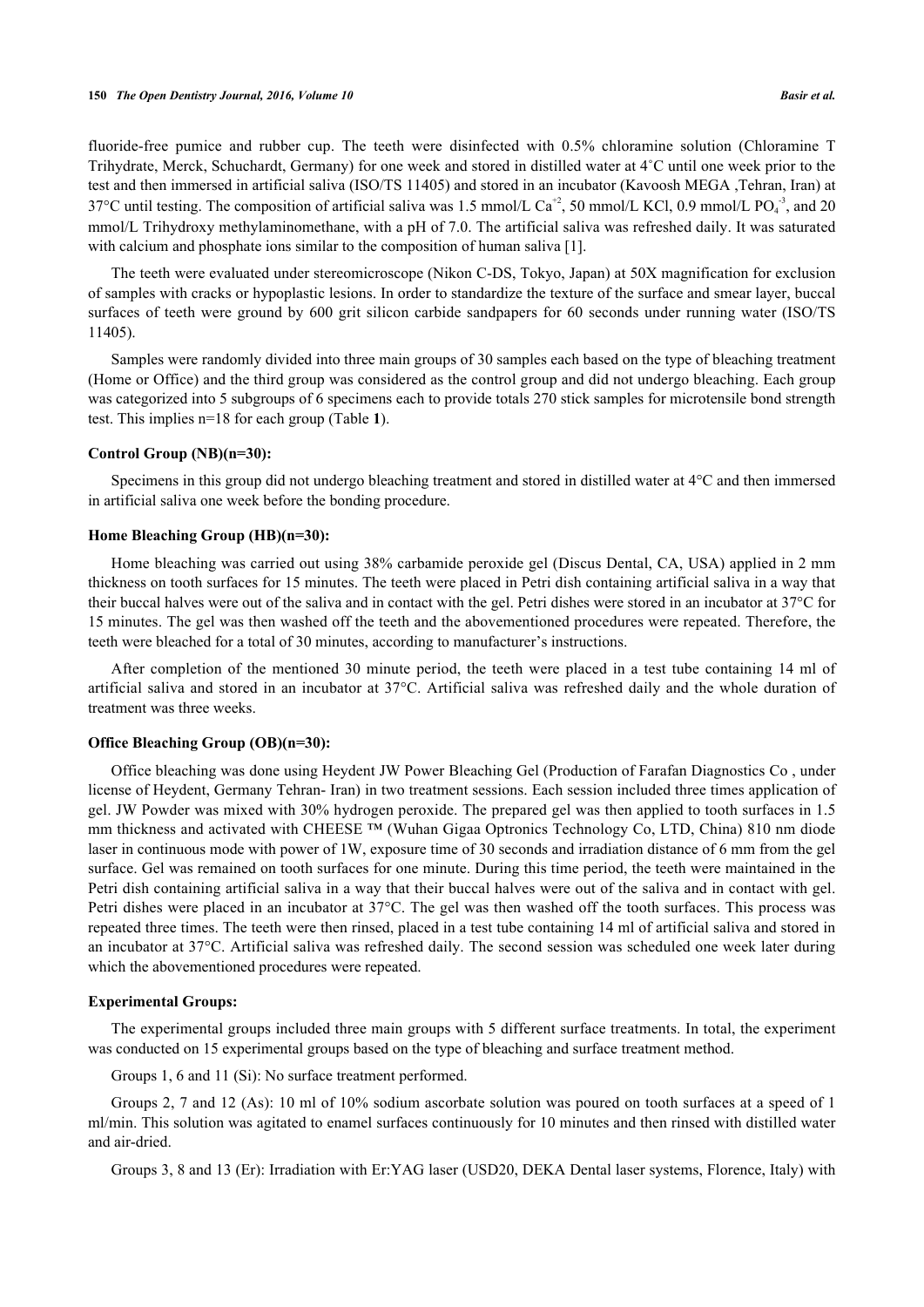fluoride-free pumice and rubber cup. The teeth were disinfected with 0.5% chloramine solution (Chloramine T Trihydrate, Merck, Schuchardt, Germany) for one week and stored in distilled water at 4˚C until one week prior to the test and then immersed in artificial saliva (ISO/TS 11405) and stored in an incubator (Kavoosh MEGA ,Tehran, Iran) at 37°C until testing. The composition of artificial saliva was 1.5 mmol/L $Ca^{+2}$, 50 mmol/L KCl, 0.9 mmol/L $PO_4^{-3}$, and 20 mmol/L Trihydroxy methylaminomethane, with a pH of 7.0. The artificial saliva was refreshed daily. It was saturated with calcium and phosphate ions similar to the composition of human saliva [1].

The teeth were evaluated under stereomicroscope (Nikon C-DS, Tokyo, Japan) at 50X magnification for exclusion of samples with cracks or hypoplastic lesions. In order to standardize the texture of the surface and smear layer, buccal surfaces of teeth were ground by 600 grit silicon carbide sandpapers for 60 seconds under running water (ISO/TS 11405).

Samples were randomly divided into three main groups of 30 samples each based on the type of bleaching treatment (Home or Office) and the third group was considered as the control group and did not undergo bleaching. Each group was categorized into 5 subgroups of 6 specimens each to provide totals 270 stick samples for microtensile bond strength test. This implies n=18 for each group (Table **1**).

**Control Group (NB)(n=30):**

Specimens in this group did not undergo bleaching treatment and stored in distilled water at 4°C and then immersed in artificial saliva one week before the bonding procedure.

**Home Bleaching Group (HB)(n=30):**

Home bleaching was carried out using 38% carbamide peroxide gel (Discus Dental, CA, USA) applied in 2 mm thickness on tooth surfaces for 15 minutes. The teeth were placed in Petri dish containing artificial saliva in a way that their buccal halves were out of the saliva and in contact with the gel. Petri dishes were stored in an incubator at 37°C for 15 minutes. The gel was then washed off the teeth and the abovementioned procedures were repeated. Therefore, the teeth were bleached for a total of 30 minutes, according to manufacturer's instructions.

After completion of the mentioned 30 minute period, the teeth were placed in a test tube containing 14 ml of artificial saliva and stored in an incubator at 37°C. Artificial saliva was refreshed daily and the whole duration of treatment was three weeks.

**Office Bleaching Group (OB)(n=30):**

Office bleaching was done using Heydent JW Power Bleaching Gel (Production of Farafan Diagnostics Co , under license of Heydent, Germany Tehran- Iran) in two treatment sessions. Each session included three times application of gel. JW Powder was mixed with 30% hydrogen peroxide. The prepared gel was then applied to tooth surfaces in 1.5 mm thickness and activated with CHEESE ™ (Wuhan Gigaa Optronics Technology Co, LTD, China) 810 nm diode laser in continuous mode with power of 1W, exposure time of 30 seconds and irradiation distance of 6 mm from the gel surface. Gel was remained on tooth surfaces for one minute. During this time period, the teeth were maintained in the Petri dish containing artificial saliva in a way that their buccal halves were out of the saliva and in contact with gel. Petri dishes were placed in an incubator at 37°C. The gel was then washed off the tooth surfaces. This process was repeated three times. The teeth were then rinsed, placed in a test tube containing 14 ml of artificial saliva and stored in an incubator at 37°C. Artificial saliva was refreshed daily. The second session was scheduled one week later during which the abovementioned procedures were repeated.

**Experimental Groups:**

The experimental groups included three main groups with 5 different surface treatments. In total, the experiment was conducted on 15 experimental groups based on the type of bleaching and surface treatment method.

Groups 1, 6 and 11 (Si): No surface treatment performed.

Groups 2, 7 and 12 (As): 10 ml of 10% sodium ascorbate solution was poured on tooth surfaces at a speed of 1 ml/min. This solution was agitated to enamel surfaces continuously for 10 minutes and then rinsed with distilled water and air-dried.

Groups 3, 8 and 13 (Er): Irradiation with Er:YAG laser (USD20, DEKA Dental laser systems, Florence, Italy) with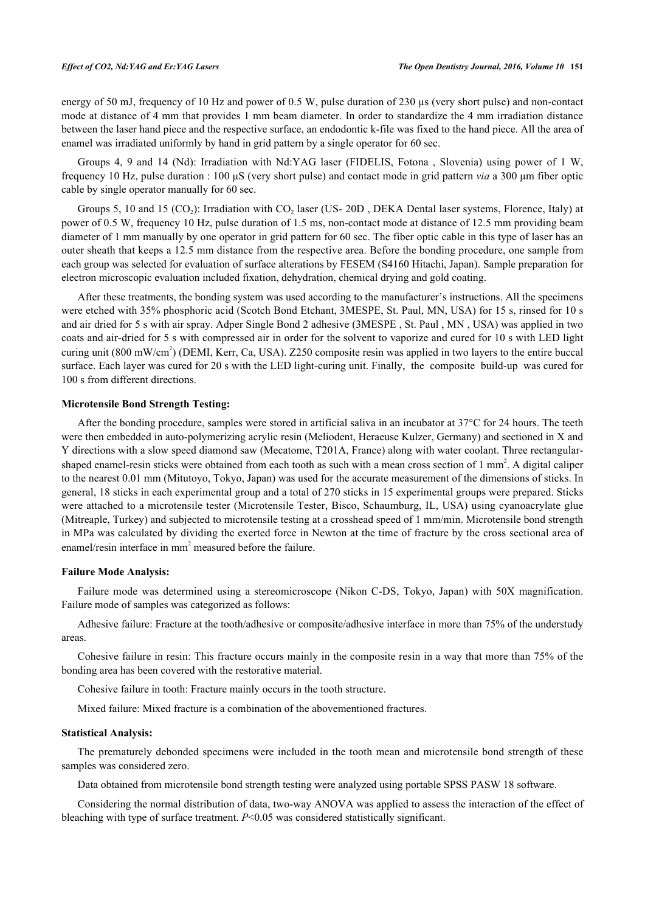energy of 50 mJ, frequency of 10 Hz and power of 0.5 W, pulse duration of 230 µs (very short pulse) and non-contact mode at distance of 4 mm that provides 1 mm beam diameter. In order to standardize the 4 mm irradiation distance between the laser hand piece and the respective surface, an endodontic k-file was fixed to the hand piece. All the area of enamel was irradiated uniformly by hand in grid pattern by a single operator for 60 sec.

Groups 4, 9 and 14 (Nd): Irradiation with Nd:YAG laser (FIDELIS, Fotona , Slovenia) using power of 1 W, frequency 10 Hz, pulse duration : 100 µS (very short pulse) and contact mode in grid pattern *via* a 300 µm fiber optic cable by single operator manually for 60 sec.

Groups 5, 10 and 15 ($CO_2$): Irradiation with $CO_2$ laser (US- 20D , DEKA Dental laser systems, Florence, Italy) at power of 0.5 W, frequency 10 Hz, pulse duration of 1.5 ms, non-contact mode at distance of 12.5 mm providing beam diameter of 1 mm manually by one operator in grid pattern for 60 sec. The fiber optic cable in this type of laser has an outer sheath that keeps a 12.5 mm distance from the respective area. Before the bonding procedure, one sample from each group was selected for evaluation of surface alterations by FESEM (S4160 Hitachi, Japan). Sample preparation for electron microscopic evaluation included fixation, dehydration, chemical drying and gold coating.

After these treatments, the bonding system was used according to the manufacturer's instructions. All the specimens were etched with 35% phosphoric acid (Scotch Bond Etchant, 3MESPE, St. Paul, MN, USA) for 15 s, rinsed for 10 s and air dried for 5 s with air spray. Adper Single Bond 2 adhesive (3MESPE , St. Paul , MN , USA) was applied in two coats and air-dried for 5 s with compressed air in order for the solvent to vaporize and cured for 10 s with LED light curing unit (800 mW/cm$^2$) (DEMI, Kerr, Ca, USA). Z250 composite resin was applied in two layers to the entire buccal surface. Each layer was cured for 20 s with the LED light-curing unit. Finally, the composite build-up was cured for 100 s from different directions.

### Microtensile Bond Strength Testing:

After the bonding procedure, samples were stored in artificial saliva in an incubator at 37°C for 24 hours. The teeth were then embedded in auto-polymerizing acrylic resin (Meliodent, Heraeuse Kulzer, Germany) and sectioned in X and Y directions with a slow speed diamond saw (Mecatome, T201A, France) along with water coolant. Three rectangular-shaped enamel-resin sticks were obtained from each tooth as such with a mean cross section of 1 mm$^2$. A digital caliper to the nearest 0.01 mm (Mitutoyo, Tokyo, Japan) was used for the accurate measurement of the dimensions of sticks. In general, 18 sticks in each experimental group and a total of 270 sticks in 15 experimental groups were prepared. Sticks were attached to a microtensile tester (Microtensile Tester, Bisco, Schaumburg, IL, USA) using cyanoacrylate glue (Mitreaple, Turkey) and subjected to microtensile testing at a crosshead speed of 1 mm/min. Microtensile bond strength in MPa was calculated by dividing the exerted force in Newton at the time of fracture by the cross sectional area of enamel/resin interface in mm$^2$ measured before the failure.

### Failure Mode Analysis:

Failure mode was determined using a stereomicroscope (Nikon C-DS, Tokyo, Japan) with 50X magnification. Failure mode of samples was categorized as follows:

Adhesive failure: Fracture at the tooth/adhesive or composite/adhesive interface in more than 75% of the understudy areas.

Cohesive failure in resin: This fracture occurs mainly in the composite resin in a way that more than 75% of the bonding area has been covered with the restorative material.

Cohesive failure in tooth: Fracture mainly occurs in the tooth structure.

Mixed failure: Mixed fracture is a combination of the abovementioned fractures.

### Statistical Analysis:

The prematurely debonded specimens were included in the tooth mean and microtensile bond strength of these samples was considered zero.

Data obtained from microtensile bond strength testing were analyzed using portable SPSS PASW 18 software.

Considering the normal distribution of data, two-way ANOVA was applied to assess the interaction of the effect of bleaching with type of surface treatment. $P<0.05$ was considered statistically significant.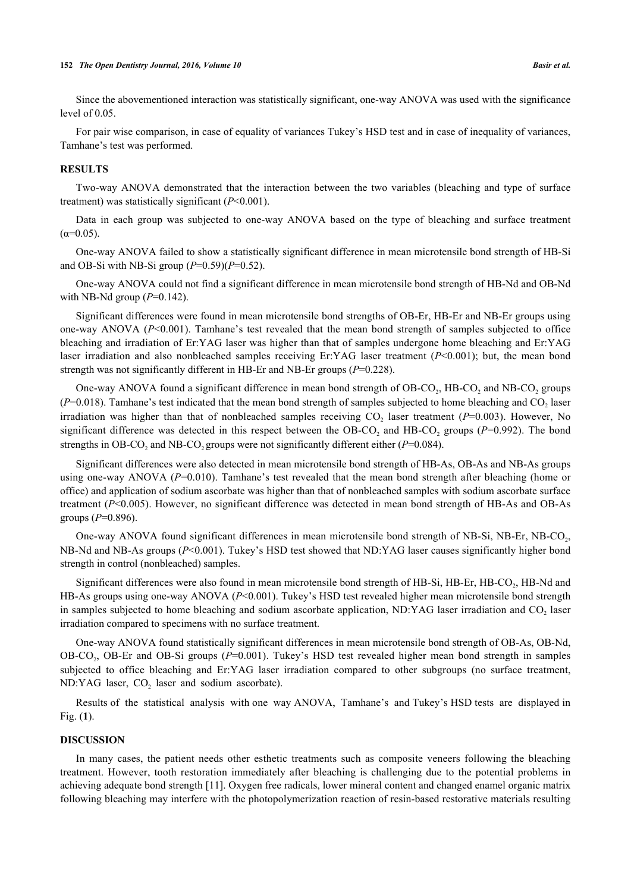Since the abovementioned interaction was statistically significant, one-way ANOVA was used with the significance level of 0.05.

For pair wise comparison, in case of equality of variances Tukey's HSD test and in case of inequality of variances, Tamhane's test was performed.

## RESULTS

Two-way ANOVA demonstrated that the interaction between the two variables (bleaching and type of surface treatment) was statistically significant ($P<0.001$).

Data in each group was subjected to one-way ANOVA based on the type of bleaching and surface treatment ($\alpha=0.05$).

One-way ANOVA failed to show a statistically significant difference in mean microtensile bond strength of HB-Si and OB-Si with NB-Si group ($P=0.59$)($P=0.52$).

One-way ANOVA could not find a significant difference in mean microtensile bond strength of HB-Nd and OB-Nd with NB-Nd group ($P=0.142$).

Significant differences were found in mean microtensile bond strengths of OB-Er, HB-Er and NB-Er groups using one-way ANOVA ($P<0.001$). Tamhane's test revealed that the mean bond strength of samples subjected to office bleaching and irradiation of Er:YAG laser was higher than that of samples undergone home bleaching and Er:YAG laser irradiation and also nonbleached samples receiving Er:YAG laser treatment ($P<0.001$); but, the mean bond strength was not significantly different in HB-Er and NB-Er groups ($P=0.228$).

One-way ANOVA found a significant difference in mean bond strength of OB-$CO_2$, HB-$CO_2$ and NB-$CO_2$ groups ($P=0.018$). Tamhane's test indicated that the mean bond strength of samples subjected to home bleaching and $CO_2$ laser irradiation was higher than that of nonbleached samples receiving $CO_2$ laser treatment ($P=0.003$). However, No significant difference was detected in this respect between the OB-$CO_2$ and HB-$CO_2$ groups ($P=0.992$). The bond strengths in OB-$CO_2$ and NB-$CO_2$ groups were not significantly different either ($P=0.084$).

Significant differences were also detected in mean microtensile bond strength of HB-As, OB-As and NB-As groups using one-way ANOVA ($P=0.010$). Tamhane's test revealed that the mean bond strength after bleaching (home or office) and application of sodium ascorbate was higher than that of nonbleached samples with sodium ascorbate surface treatment ($P<0.005$). However, no significant difference was detected in mean bond strength of HB-As and OB-As groups ($P=0.896$).

One-way ANOVA found significant differences in mean microtensile bond strength of NB-Si, NB-Er, NB-$CO_2$, NB-Nd and NB-As groups ($P<0.001$). Tukey's HSD test showed that ND:YAG laser causes significantly higher bond strength in control (nonbleached) samples.

Significant differences were also found in mean microtensile bond strength of HB-Si, HB-Er, HB-$CO_2$, HB-Nd and HB-As groups using one-way ANOVA ($P<0.001$). Tukey's HSD test revealed higher mean microtensile bond strength in samples subjected to home bleaching and sodium ascorbate application, ND:YAG laser irradiation and $CO_2$ laser irradiation compared to specimens with no surface treatment.

One-way ANOVA found statistically significant differences in mean microtensile bond strength of OB-As, OB-Nd, OB-$CO_2$, OB-Er and OB-Si groups ($P=0.001$). Tukey's HSD test revealed higher mean bond strength in samples subjected to office bleaching and Er:YAG laser irradiation compared to other subgroups (no surface treatment, ND:YAG laser, $CO_2$ laser and sodium ascorbate).

Results of the statistical analysis with one way ANOVA, Tamhane's and Tukey's HSD tests are displayed in Fig. (**1**).

## DISCUSSION

In many cases, the patient needs other esthetic treatments such as composite veneers following the bleaching treatment. However, tooth restoration immediately after bleaching is challenging due to the potential problems in achieving adequate bond strength [11]. Oxygen free radicals, lower mineral content and changed enamel organic matrix following bleaching may interfere with the photopolymerization reaction of resin-based restorative materials resulting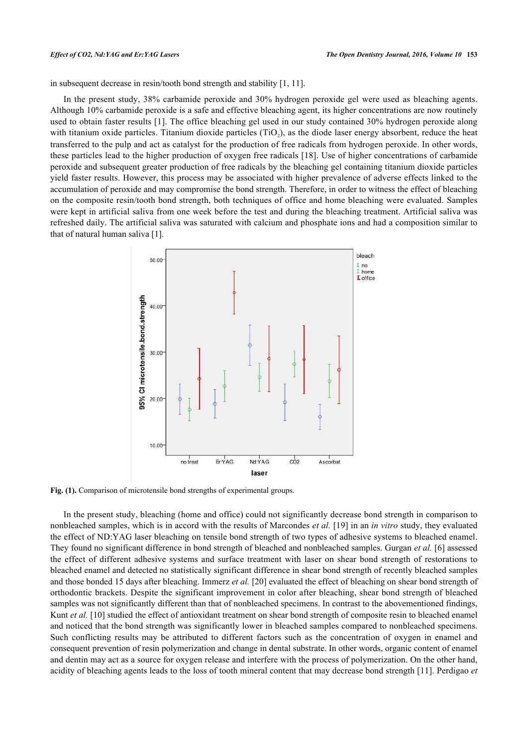in subsequent decrease in resin/tooth bond strength and stability [1, 11].

In the present study, 38% carbamide peroxide and 30% hydrogen peroxide gel were used as bleaching agents. Although 10% carbamide peroxide is a safe and effective bleaching agent, its higher concentrations are now routinely used to obtain faster results [1]. The office bleaching gel used in our study contained 30% hydrogen peroxide along with titanium oxide particles. Titanium dioxide particles ($TiO_2$), as the diode laser energy absorbent, reduce the heat transferred to the pulp and act as catalyst for the production of free radicals from hydrogen peroxide. In other words, these particles lead to the higher production of oxygen free radicals [18]. Use of higher concentrations of carbamide peroxide and subsequent greater production of free radicals by the bleaching gel containing titanium dioxide particles yield faster results. However, this process may be associated with higher prevalence of adverse effects linked to the accumulation of peroxide and may compromise the bond strength. Therefore, in order to witness the effect of bleaching on the composite resin/tooth bond strength, both techniques of office and home bleaching were evaluated. Samples were kept in artificial saliva from one week before the test and during the bleaching treatment. Artificial saliva was refreshed daily. The artificial saliva was saturated with calcium and phosphate ions and had a composition similar to that of natural human saliva [1].

**Fig. (1).** Comparison of microtensile bond strengths of experimental groups.

In the present study, bleaching (home and office) could not significantly decrease bond strength in comparison to nonbleached samples, which is in accord with the results of Marcondes *et al.* [19] in an *in vitro* study, they evaluated the effect of ND:YAG laser bleaching on tensile bond strength of two types of adhesive systems to bleached enamel. They found no significant difference in bond strength of bleached and nonbleached samples. Gurgan *et al.* [6] assessed the effect of different adhesive systems and surface treatment with laser on shear bond strength of restorations to bleached enamel and detected no statistically significant difference in shear bond strength of recently bleached samples and those bonded 15 days after bleaching. Immerz *et al.* [20] evaluated the effect of bleaching on shear bond strength of orthodontic brackets. Despite the significant improvement in color after bleaching, shear bond strength of bleached samples was not significantly different than that of nonbleached specimens. In contrast to the abovementioned findings, Kunt *et al.* [10] studied the effect of antioxidant treatment on shear bond strength of composite resin to bleached enamel and noticed that the bond strength was significantly lower in bleached samples compared to nonbleached specimens. Such conflicting results may be attributed to different factors such as the concentration of oxygen in enamel and consequent prevention of resin polymerization and change in dental substrate. In other words, organic content of enamel and dentin may act as a source for oxygen release and interfere with the process of polymerization. On the other hand, acidity of bleaching agents leads to the loss of tooth mineral content that may decrease bond strength [11]. Perdigao *et*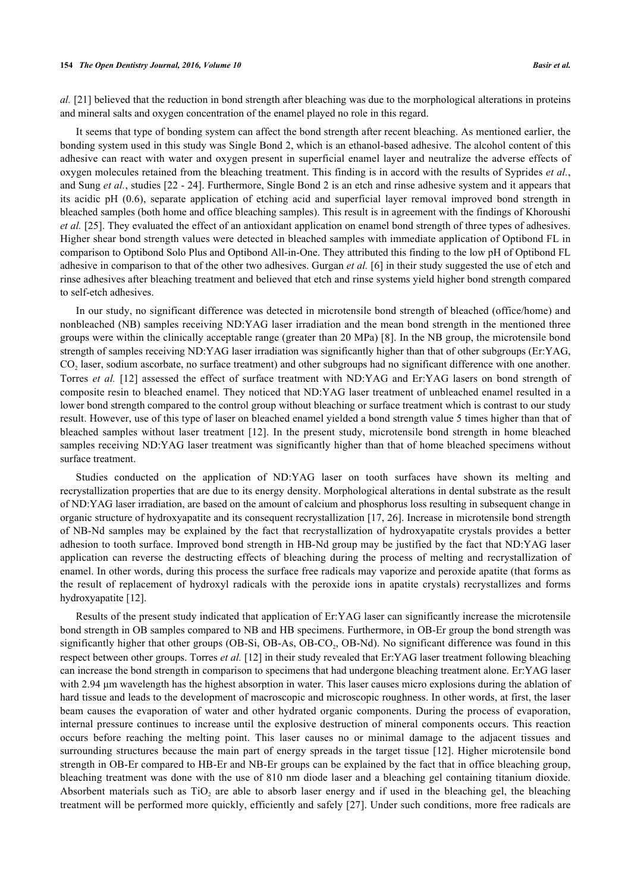*al.* [21] believed that the reduction in bond strength after bleaching was due to the morphological alterations in proteins and mineral salts and oxygen concentration of the enamel played no role in this regard.

It seems that type of bonding system can affect the bond strength after recent bleaching. As mentioned earlier, the bonding system used in this study was Single Bond 2, which is an ethanol-based adhesive. The alcohol content of this adhesive can react with water and oxygen present in superficial enamel layer and neutralize the adverse effects of oxygen molecules retained from the bleaching treatment. This finding is in accord with the results of Syprides *et al.*, and Sung *et al.*, studies [22 - 24]. Furthermore, Single Bond 2 is an etch and rinse adhesive system and it appears that its acidic pH (0.6), separate application of etching acid and superficial layer removal improved bond strength in bleached samples (both home and office bleaching samples). This result is in agreement with the findings of Khoroushi *et al.* [25]. They evaluated the effect of an antioxidant application on enamel bond strength of three types of adhesives. Higher shear bond strength values were detected in bleached samples with immediate application of Optibond FL in comparison to Optibond Solo Plus and Optibond All-in-One. They attributed this finding to the low pH of Optibond FL adhesive in comparison to that of the other two adhesives. Gurgan *et al.* [6] in their study suggested the use of etch and rinse adhesives after bleaching treatment and believed that etch and rinse systems yield higher bond strength compared to self-etch adhesives.

In our study, no significant difference was detected in microtensile bond strength of bleached (office/home) and nonbleached (NB) samples receiving ND:YAG laser irradiation and the mean bond strength in the mentioned three groups were within the clinically acceptable range (greater than 20 MPa) [8]. In the NB group, the microtensile bond strength of samples receiving ND:YAG laser irradiation was significantly higher than that of other subgroups (Er:YAG, $CO_2$ laser, sodium ascorbate, no surface treatment) and other subgroups had no significant difference with one another. Torres *et al.* [12] assessed the effect of surface treatment with ND:YAG and Er:YAG lasers on bond strength of composite resin to bleached enamel. They noticed that ND:YAG laser treatment of unbleached enamel resulted in a lower bond strength compared to the control group without bleaching or surface treatment which is contrast to our study result. However, use of this type of laser on bleached enamel yielded a bond strength value 5 times higher than that of bleached samples without laser treatment [12]. In the present study, microtensile bond strength in home bleached samples receiving ND:YAG laser treatment was significantly higher than that of home bleached specimens without surface treatment.

Studies conducted on the application of ND:YAG laser on tooth surfaces have shown its melting and recrystallization properties that are due to its energy density. Morphological alterations in dental substrate as the result of ND:YAG laser irradiation, are based on the amount of calcium and phosphorus loss resulting in subsequent change in organic structure of hydroxyapatite and its consequent recrystallization [17, 26]. Increase in microtensile bond strength of NB-Nd samples may be explained by the fact that recrystallization of hydroxyapatite crystals provides a better adhesion to tooth surface. Improved bond strength in HB-Nd group may be justified by the fact that ND:YAG laser application can reverse the destructing effects of bleaching during the process of melting and recrystallization of enamel. In other words, during this process the surface free radicals may vaporize and peroxide apatite (that forms as the result of replacement of hydroxyl radicals with the peroxide ions in apatite crystals) recrystallizes and forms hydroxyapatite [12].

Results of the present study indicated that application of Er:YAG laser can significantly increase the microtensile bond strength in OB samples compared to NB and HB specimens. Furthermore, in OB-Er group the bond strength was significantly higher that other groups (OB-Si, OB-As, OB-$CO_2$, OB-Nd). No significant difference was found in this respect between other groups. Torres *et al.* [12] in their study revealed that Er:YAG laser treatment following bleaching can increase the bond strength in comparison to specimens that had undergone bleaching treatment alone. Er:YAG laser with 2.94 µm wavelength has the highest absorption in water. This laser causes micro explosions during the ablation of hard tissue and leads to the development of macroscopic and microscopic roughness. In other words, at first, the laser beam causes the evaporation of water and other hydrated organic components. During the process of evaporation, internal pressure continues to increase until the explosive destruction of mineral components occurs. This reaction occurs before reaching the melting point. This laser causes no or minimal damage to the adjacent tissues and surrounding structures because the main part of energy spreads in the target tissue [12]. Higher microtensile bond strength in OB-Er compared to HB-Er and NB-Er groups can be explained by the fact that in office bleaching group, bleaching treatment was done with the use of 810 nm diode laser and a bleaching gel containing titanium dioxide. Absorbent materials such as $TiO_2$ are able to absorb laser energy and if used in the bleaching gel, the bleaching treatment will be performed more quickly, efficiently and safely [27]. Under such conditions, more free radicals are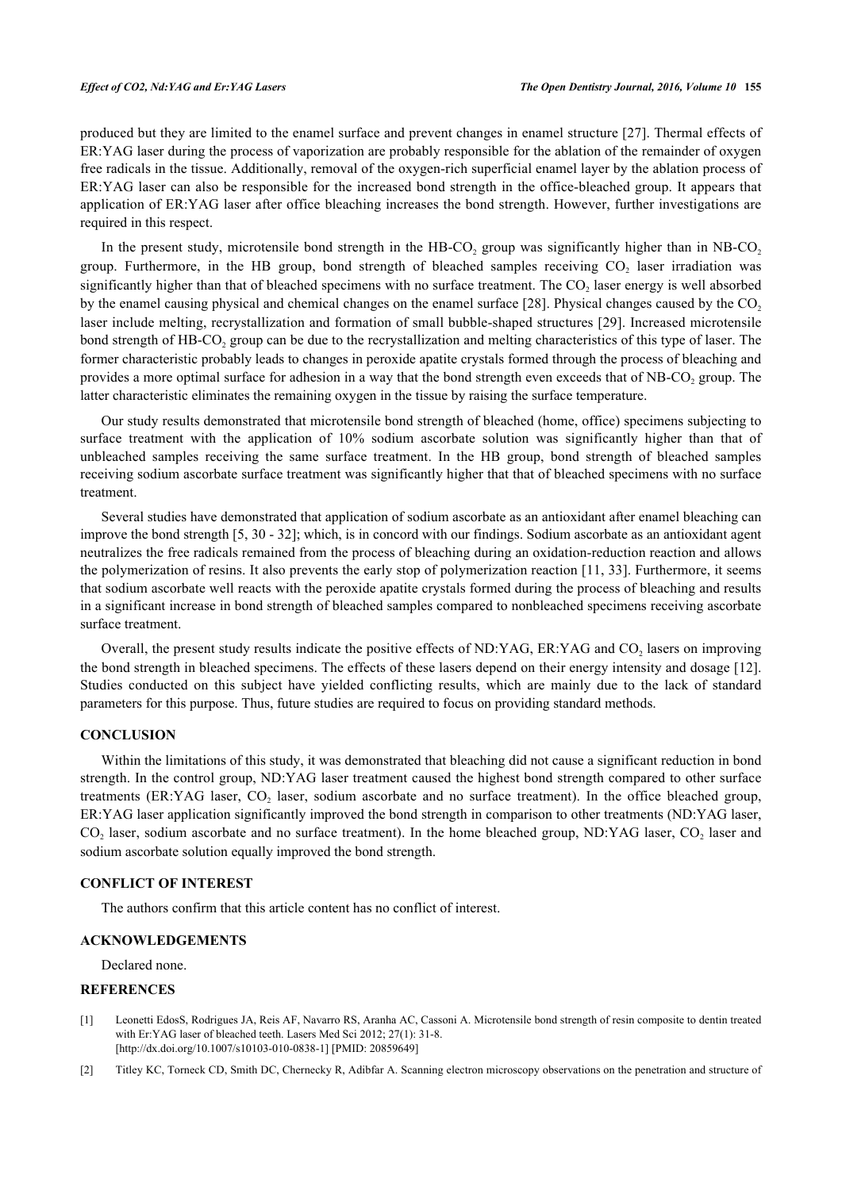produced but they are limited to the enamel surface and prevent changes in enamel structure [27]. Thermal effects of ER:YAG laser during the process of vaporization are probably responsible for the ablation of the remainder of oxygen free radicals in the tissue. Additionally, removal of the oxygen-rich superficial enamel layer by the ablation process of ER:YAG laser can also be responsible for the increased bond strength in the office-bleached group. It appears that application of ER:YAG laser after office bleaching increases the bond strength. However, further investigations are required in this respect.

In the present study, microtensile bond strength in the HB-$CO_2$ group was significantly higher than in NB-$CO_2$ group. Furthermore, in the HB group, bond strength of bleached samples receiving $CO_2$ laser irradiation was significantly higher than that of bleached specimens with no surface treatment. The $CO_2$ laser energy is well absorbed by the enamel causing physical and chemical changes on the enamel surface [28]. Physical changes caused by the $CO_2$ laser include melting, recrystallization and formation of small bubble-shaped structures [29]. Increased microtensile bond strength of HB-$CO_2$ group can be due to the recrystallization and melting characteristics of this type of laser. The former characteristic probably leads to changes in peroxide apatite crystals formed through the process of bleaching and provides a more optimal surface for adhesion in a way that the bond strength even exceeds that of NB-$CO_2$ group. The latter characteristic eliminates the remaining oxygen in the tissue by raising the surface temperature.

Our study results demonstrated that microtensile bond strength of bleached (home, office) specimens subjecting to surface treatment with the application of 10% sodium ascorbate solution was significantly higher than that of unbleached samples receiving the same surface treatment. In the HB group, bond strength of bleached samples receiving sodium ascorbate surface treatment was significantly higher that that of bleached specimens with no surface treatment.

Several studies have demonstrated that application of sodium ascorbate as an antioxidant after enamel bleaching can improve the bond strength [5, 30 - 32]; which, is in concord with our findings. Sodium ascorbate as an antioxidant agent neutralizes the free radicals remained from the process of bleaching during an oxidation-reduction reaction and allows the polymerization of resins. It also prevents the early stop of polymerization reaction [11, 33]. Furthermore, it seems that sodium ascorbate well reacts with the peroxide apatite crystals formed during the process of bleaching and results in a significant increase in bond strength of bleached samples compared to nonbleached specimens receiving ascorbate surface treatment.

Overall, the present study results indicate the positive effects of ND:YAG, ER:YAG and $CO_2$ lasers on improving the bond strength in bleached specimens. The effects of these lasers depend on their energy intensity and dosage [12]. Studies conducted on this subject have yielded conflicting results, which are mainly due to the lack of standard parameters for this purpose. Thus, future studies are required to focus on providing standard methods.

## CONCLUSION

Within the limitations of this study, it was demonstrated that bleaching did not cause a significant reduction in bond strength. In the control group, ND:YAG laser treatment caused the highest bond strength compared to other surface treatments (ER:YAG laser, $CO_2$ laser, sodium ascorbate and no surface treatment). In the office bleached group, ER:YAG laser application significantly improved the bond strength in comparison to other treatments (ND:YAG laser, $CO_2$ laser, sodium ascorbate and no surface treatment). In the home bleached group, ND:YAG laser, $CO_2$ laser and sodium ascorbate solution equally improved the bond strength.

## CONFLICT OF INTEREST

The authors confirm that this article content has no conflict of interest.

## ACKNOWLEDGEMENTS

Declared none.

## REFERENCES

[1] Leonetti EdosS, Rodrigues JA, Reis AF, Navarro RS, Aranha AC, Cassoni A. Microtensile bond strength of resin composite to dentin treated with Er:YAG laser of bleached teeth. Lasers Med Sci 2012; 27(1): 31-8. [http://dx.doi.org/10.1007/s10103-010-0838-1] [PMID: 20859649]

[2] Titley KC, Torneck CD, Smith DC, Chernecky R, Adibfar A. Scanning electron microscopy observations on the penetration and structure of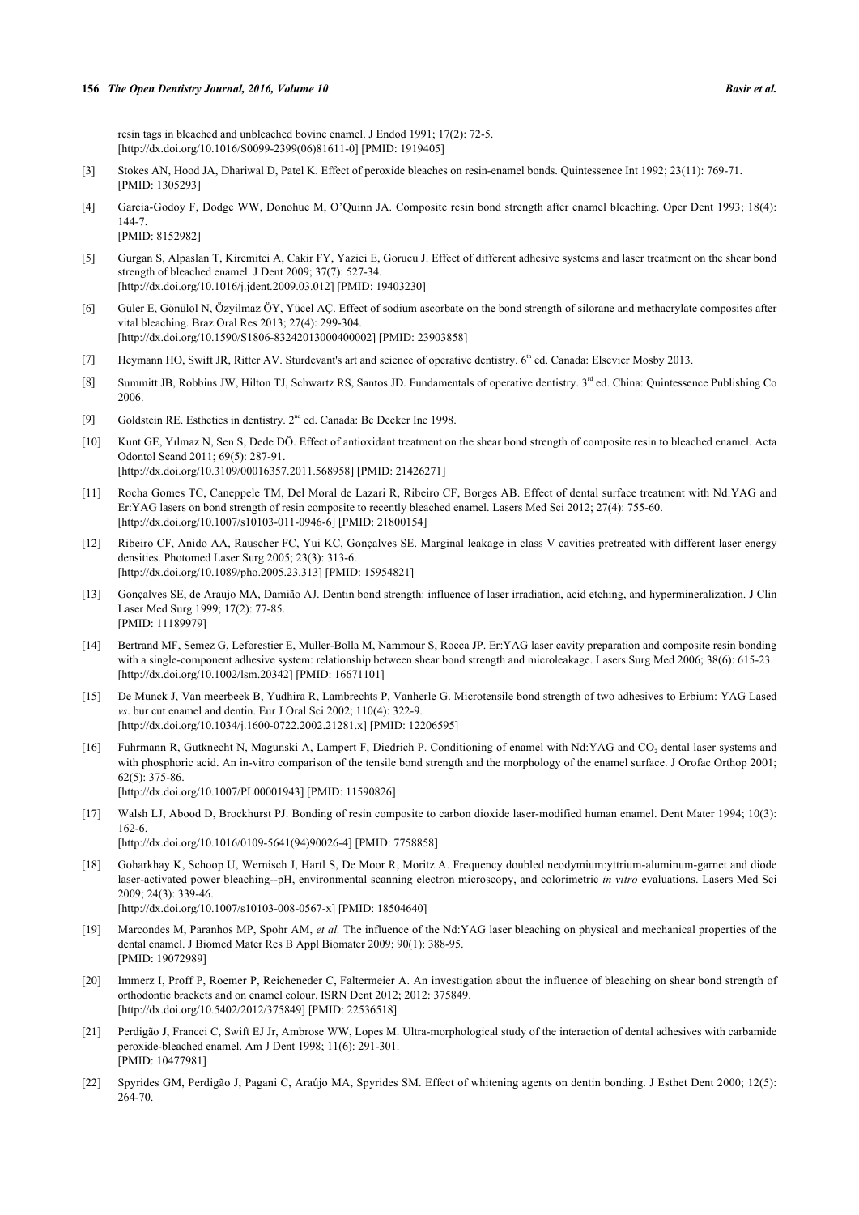resin tags in bleached and unbleached bovine enamel. J Endod 1991; 17(2): 72-5. [http://dx.doi.org/10.1016/S0099-2399(06)81611-0] [PMID: 1919405]

[3] Stokes AN, Hood JA, Dhariwal D, Patel K. Effect of peroxide bleaches on resin-enamel bonds. Quintessence Int 1992; 23(11): 769-71. [PMID: 1305293]

[4] García-Godoy F, Dodge WW, Donohue M, O'Quinn JA. Composite resin bond strength after enamel bleaching. Oper Dent 1993; 18(4): 144-7. [PMID: 8152982]

[5] Gurgan S, Alpaslan T, Kiremitci A, Cakir FY, Yazici E, Gorucu J. Effect of different adhesive systems and laser treatment on the shear bond strength of bleached enamel. J Dent 2009; 37(7): 527-34. [http://dx.doi.org/10.1016/j.jdent.2009.03.012] [PMID: 19403230]

[6] Güler E, Gönülol N, Özyilmaz ÖY, Yücel AÇ. Effect of sodium ascorbate on the bond strength of silorane and methacrylate composites after vital bleaching. Braz Oral Res 2013; 27(4): 299-304. [http://dx.doi.org/10.1590/S1806-83242013000400002] [PMID: 23903858]

[7] Heymann HO, Swift JR, Ritter AV. Sturdevant's art and science of operative dentistry. 6th ed. Canada: Elsevier Mosby 2013.

[8] Summitt JB, Robbins JW, Hilton TJ, Schwartz RS, Santos JD. Fundamentals of operative dentistry. 3rd ed. China: Quintessence Publishing Co 2006.

[9] Goldstein RE. Esthetics in dentistry. 2nd ed. Canada: Bc Decker Inc 1998.

[10] Kunt GE, Yılmaz N, Sen S, Dede DÖ. Effect of antioxidant treatment on the shear bond strength of composite resin to bleached enamel. Acta Odontol Scand 2011; 69(5): 287-91. [http://dx.doi.org/10.3109/00016357.2011.568958] [PMID: 21426271]

[11] Rocha Gomes TC, Caneppele TM, Del Moral de Lazari R, Ribeiro CF, Borges AB. Effect of dental surface treatment with Nd:YAG and Er:YAG lasers on bond strength of resin composite to recently bleached enamel. Lasers Med Sci 2012; 27(4): 755-60. [http://dx.doi.org/10.1007/s10103-011-0946-6] [PMID: 21800154]

[12] Ribeiro CF, Anido AA, Rauscher FC, Yui KC, Gonçalves SE. Marginal leakage in class V cavities pretreated with different laser energy densities. Photomed Laser Surg 2005; 23(3): 313-6. [http://dx.doi.org/10.1089/pho.2005.23.313] [PMID: 15954821]

[13] Gonçalves SE, de Araujo MA, Damião AJ. Dentin bond strength: influence of laser irradiation, acid etching, and hypermineralization. J Clin Laser Med Surg 1999; 17(2): 77-85. [PMID: 11189979]

[14] Bertrand MF, Semez G, Leforestier E, Muller-Bolla M, Nammour S, Rocca JP. Er:YAG laser cavity preparation and composite resin bonding with a single-component adhesive system: relationship between shear bond strength and microleakage. Lasers Surg Med 2006; 38(6): 615-23. [http://dx.doi.org/10.1002/lsm.20342] [PMID: 16671101]

[15] De Munck J, Van meerbeek B, Yudhira R, Lambrechts P, Vanherle G. Microtensile bond strength of two adhesives to Erbium: YAG Lased *vs*. bur cut enamel and dentin. Eur J Oral Sci 2002; 110(4): 322-9. [http://dx.doi.org/10.1034/j.1600-0722.2002.21281.x] [PMID: 12206595]

[16] Fuhrmann R, Gutknecht N, Magunski A, Lampert F, Diedrich P. Conditioning of enamel with Nd:YAG and $CO_2$ dental laser systems and with phosphoric acid. An in-vitro comparison of the tensile bond strength and the morphology of the enamel surface. J Orofac Orthop 2001; 62(5): 375-86. [http://dx.doi.org/10.1007/PL00001943] [PMID: 11590826]

[17] Walsh LJ, Abood D, Brockhurst PJ. Bonding of resin composite to carbon dioxide laser-modified human enamel. Dent Mater 1994; 10(3): 162-6. [http://dx.doi.org/10.1016/0109-5641(94)90026-4] [PMID: 7758858]

[18] Goharkhay K, Schoop U, Wernisch J, Hartl S, De Moor R, Moritz A. Frequency doubled neodymium:yttrium-aluminum-garnet and diode laser-activated power bleaching--pH, environmental scanning electron microscopy, and colorimetric *in vitro* evaluations. Lasers Med Sci 2009; 24(3): 339-46. [http://dx.doi.org/10.1007/s10103-008-0567-x] [PMID: 18504640]

[19] Marcondes M, Paranhos MP, Spohr AM, *et al.* The influence of the Nd:YAG laser bleaching on physical and mechanical properties of the dental enamel. J Biomed Mater Res B Appl Biomater 2009; 90(1): 388-95. [PMID: 19072989]

[20] Immerz I, Proff P, Roemer P, Reicheneder C, Faltermeier A. An investigation about the influence of bleaching on shear bond strength of orthodontic brackets and on enamel colour. ISRN Dent 2012; 2012: 375849. [http://dx.doi.org/10.5402/2012/375849] [PMID: 22536518]

[21] Perdigão J, Francci C, Swift EJ Jr, Ambrose WW, Lopes M. Ultra-morphological study of the interaction of dental adhesives with carbamide peroxide-bleached enamel. Am J Dent 1998; 11(6): 291-301. [PMID: 10477981]

[22] Spyrides GM, Perdigão J, Pagani C, Araújo MA, Spyrides SM. Effect of whitening agents on dentin bonding. J Esthet Dent 2000; 12(5): 264-70.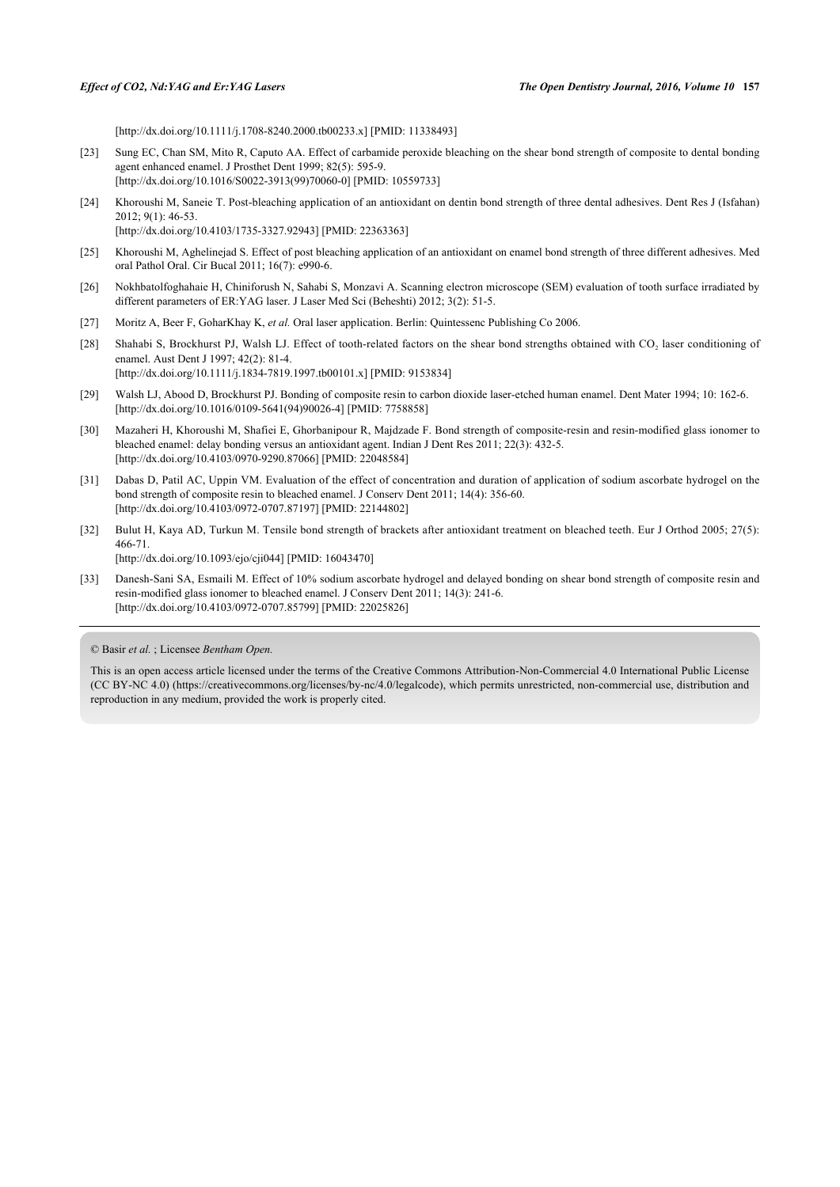[http://dx.doi.org/10.1111/j.1708-8240.2000.tb00233.x] [PMID: 11338493]

[23] Sung EC, Chan SM, Mito R, Caputo AA. Effect of carbamide peroxide bleaching on the shear bond strength of composite to dental bonding agent enhanced enamel. J Prosthet Dent 1999; 82(5): 595-9.
[http://dx.doi.org/10.1016/S0022-3913(99)70060-0] [PMID: 10559733]

[24] Khoroushi M, Saneie T. Post-bleaching application of an antioxidant on dentin bond strength of three dental adhesives. Dent Res J (Isfahan) 2012; 9(1): 46-53.
[http://dx.doi.org/10.4103/1735-3327.92943] [PMID: 22363363]

[25] Khoroushi M, Aghelinejad S. Effect of post bleaching application of an antioxidant on enamel bond strength of three different adhesives. Med oral Pathol Oral. Cir Bucal 2011; 16(7): e990-6.

[26] Nokhbatolfoghahaie H, Chiniforush N, Sahabi S, Monzavi A. Scanning electron microscope (SEM) evaluation of tooth surface irradiated by different parameters of ER:YAG laser. J Laser Med Sci (Beheshti) 2012; 3(2): 51-5.

[27] Moritz A, Beer F, GoharKhay K, *et al.* Oral laser application. Berlin: Quintessenc Publishing Co 2006.

[28] Shahabi S, Brockhurst PJ, Walsh LJ. Effect of tooth-related factors on the shear bond strengths obtained with $CO_2$ laser conditioning of enamel. Aust Dent J 1997; 42(2): 81-4.
[http://dx.doi.org/10.1111/j.1834-7819.1997.tb00101.x] [PMID: 9153834]

[29] Walsh LJ, Abood D, Brockhurst PJ. Bonding of composite resin to carbon dioxide laser-etched human enamel. Dent Mater 1994; 10: 162-6.
[http://dx.doi.org/10.1016/0109-5641(94)90026-4] [PMID: 7758858]

[30] Mazaheri H, Khoroushi M, Shafiei E, Ghorbanipour R, Majdzade F. Bond strength of composite-resin and resin-modified glass ionomer to bleached enamel: delay bonding versus an antioxidant agent. Indian J Dent Res 2011; 22(3): 432-5.
[http://dx.doi.org/10.4103/0970-9290.87066] [PMID: 22048584]

[31] Dabas D, Patil AC, Uppin VM. Evaluation of the effect of concentration and duration of application of sodium ascorbate hydrogel on the bond strength of composite resin to bleached enamel. J Conserv Dent 2011; 14(4): 356-60.
[http://dx.doi.org/10.4103/0972-0707.87197] [PMID: 22144802]

[32] Bulut H, Kaya AD, Turkun M. Tensile bond strength of brackets after antioxidant treatment on bleached teeth. Eur J Orthod 2005; 27(5): 466-71.
[http://dx.doi.org/10.1093/ejo/cji044] [PMID: 16043470]

[33] Danesh-Sani SA, Esmaili M. Effect of 10% sodium ascorbate hydrogel and delayed bonding on shear bond strength of composite resin and resin-modified glass ionomer to bleached enamel. J Conserv Dent 2011; 14(3): 241-6.
[http://dx.doi.org/10.4103/0972-0707.85799] [PMID: 22025826]

---

© Basir *et al.* ; Licensee *Bentham Open.*

This is an open access article licensed under the terms of the Creative Commons Attribution-Non-Commercial 4.0 International Public License (CC BY-NC 4.0) (https://creativecommons.org/licenses/by-nc/4.0/legalcode), which permits unrestricted, non-commercial use, distribution and reproduction in any medium, provided the work is properly cited.